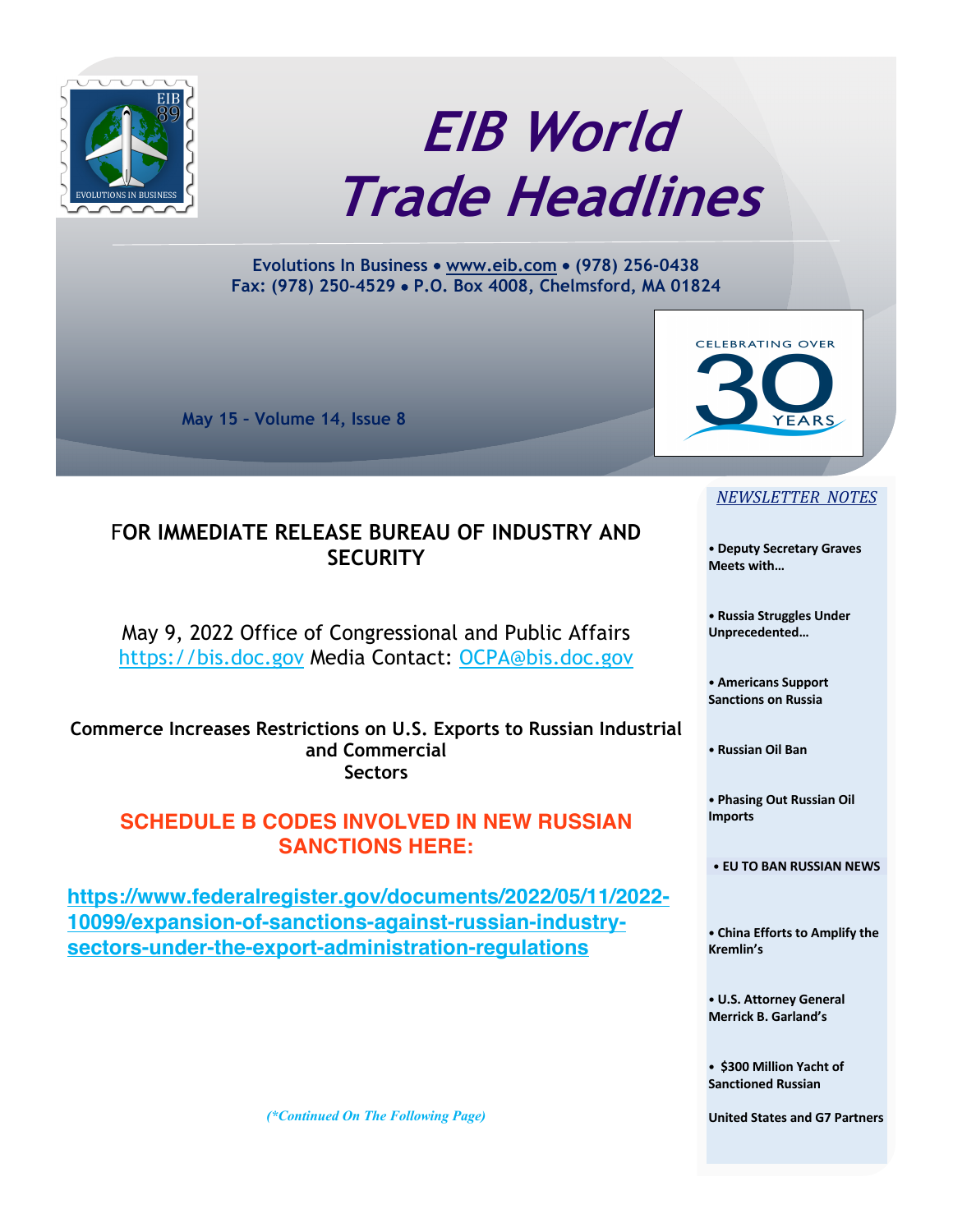# EIB World Trade Headlines

**Evolutions In Business • www.eib.com • (978) 256-0438**
**Fax: (978) 250-4529 • P.O. Box 4008, Chelmsford, MA 01824**

CELEBRATING OVER 30 YEARS

**May 15 - Volume 14, Issue 8**

## FOR IMMEDIATE RELEASE BUREAU OF INDUSTRY AND SECURITY

May 9, 2022 Office of Congressional and Public Affairs https://bis.doc.gov Media Contact: OCPA@bis.doc.gov

**Commerce Increases Restrictions on U.S. Exports to Russian Industrial and Commercial Sectors**

**SCHEDULE B CODES INVOLVED IN NEW RUSSIAN SANCTIONS HERE:**

**https://www.federalregister.gov/documents/2022/05/11/2022-10099/expansion-of-sanctions-against-russian-industry-sectors-under-the-export-administration-regulations**

*(*Continued On The Following Page)*

### *NEWSLETTER NOTES*

- **Deputy Secretary Graves Meets with…**
- **Russia Struggles Under Unprecedented…**
- **Americans Support Sanctions on Russia**
- **Russian Oil Ban**
- **Phasing Out Russian Oil Imports**
- **EU TO BAN RUSSIAN NEWS**
- **China Efforts to Amplify the Kremlin's**
- **U.S. Attorney General Merrick B. Garland's**
- **$300 Million Yacht of Sanctioned Russian**

**United States and G7 Partners**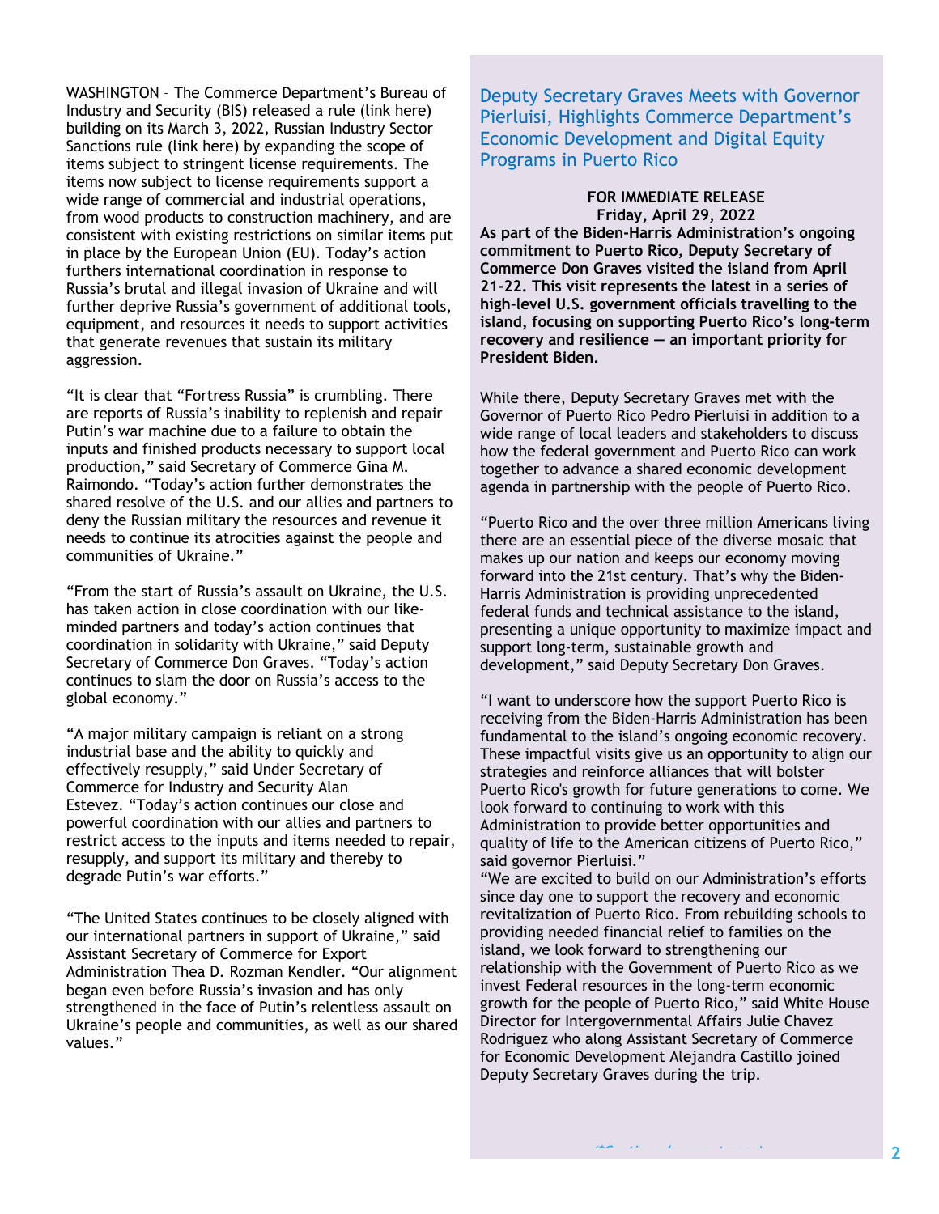WASHINGTON – The Commerce Department's Bureau of Industry and Security (BIS) released a rule (link here) building on its March 3, 2022, Russian Industry Sector Sanctions rule (link here) by expanding the scope of items subject to stringent license requirements. The items now subject to license requirements support a wide range of commercial and industrial operations, from wood products to construction machinery, and are consistent with existing restrictions on similar items put in place by the European Union (EU). Today's action furthers international coordination in response to Russia's brutal and illegal invasion of Ukraine and will further deprive Russia's government of additional tools, equipment, and resources it needs to support activities that generate revenues that sustain its military aggression.

"It is clear that "Fortress Russia" is crumbling. There are reports of Russia's inability to replenish and repair Putin's war machine due to a failure to obtain the inputs and finished products necessary to support local production," said Secretary of Commerce Gina M. Raimondo. "Today's action further demonstrates the shared resolve of the U.S. and our allies and partners to deny the Russian military the resources and revenue it needs to continue its atrocities against the people and communities of Ukraine."

"From the start of Russia's assault on Ukraine, the U.S. has taken action in close coordination with our like-minded partners and today's action continues that coordination in solidarity with Ukraine," said Deputy Secretary of Commerce Don Graves. "Today's action continues to slam the door on Russia's access to the global economy."

"A major military campaign is reliant on a strong industrial base and the ability to quickly and effectively resupply," said Under Secretary of Commerce for Industry and Security Alan Estevez. "Today's action continues our close and powerful coordination with our allies and partners to restrict access to the inputs and items needed to repair, resupply, and support its military and thereby to degrade Putin's war efforts."

"The United States continues to be closely aligned with our international partners in support of Ukraine," said Assistant Secretary of Commerce for Export Administration Thea D. Rozman Kendler. "Our alignment began even before Russia's invasion and has only strengthened in the face of Putin's relentless assault on Ukraine's people and communities, as well as our shared values."

## Deputy Secretary Graves Meets with Governor Pierluisi, Highlights Commerce Department's Economic Development and Digital Equity Programs in Puerto Rico

**FOR IMMEDIATE RELEASE**
**Friday, April 29, 2022**

**As part of the Biden-Harris Administration's ongoing commitment to Puerto Rico, Deputy Secretary of Commerce Don Graves visited the island from April 21-22. This visit represents the latest in a series of high-level U.S. government officials travelling to the island, focusing on supporting Puerto Rico's long-term recovery and resilience — an important priority for President Biden.**

While there, Deputy Secretary Graves met with the Governor of Puerto Rico Pedro Pierluisi in addition to a wide range of local leaders and stakeholders to discuss how the federal government and Puerto Rico can work together to advance a shared economic development agenda in partnership with the people of Puerto Rico.

"Puerto Rico and the over three million Americans living there are an essential piece of the diverse mosaic that makes up our nation and keeps our economy moving forward into the 21st century. That's why the Biden-Harris Administration is providing unprecedented federal funds and technical assistance to the island, presenting a unique opportunity to maximize impact and support long-term, sustainable growth and development," said Deputy Secretary Don Graves.

"I want to underscore how the support Puerto Rico is receiving from the Biden-Harris Administration has been fundamental to the island's ongoing economic recovery. These impactful visits give us an opportunity to align our strategies and reinforce alliances that will bolster Puerto Rico's growth for future generations to come. We look forward to continuing to work with this Administration to provide better opportunities and quality of life to the American citizens of Puerto Rico," said governor Pierluisi."

"We are excited to build on our Administration's efforts since day one to support the recovery and economic revitalization of Puerto Rico. From rebuilding schools to providing needed financial relief to families on the island, we look forward to strengthening our relationship with the Government of Puerto Rico as we invest Federal resources in the long-term economic growth for the people of Puerto Rico," said White House Director for Intergovernmental Affairs Julie Chavez Rodriguez who along Assistant Secretary of Commerce for Economic Development Alejandra Castillo joined Deputy Secretary Graves during the trip.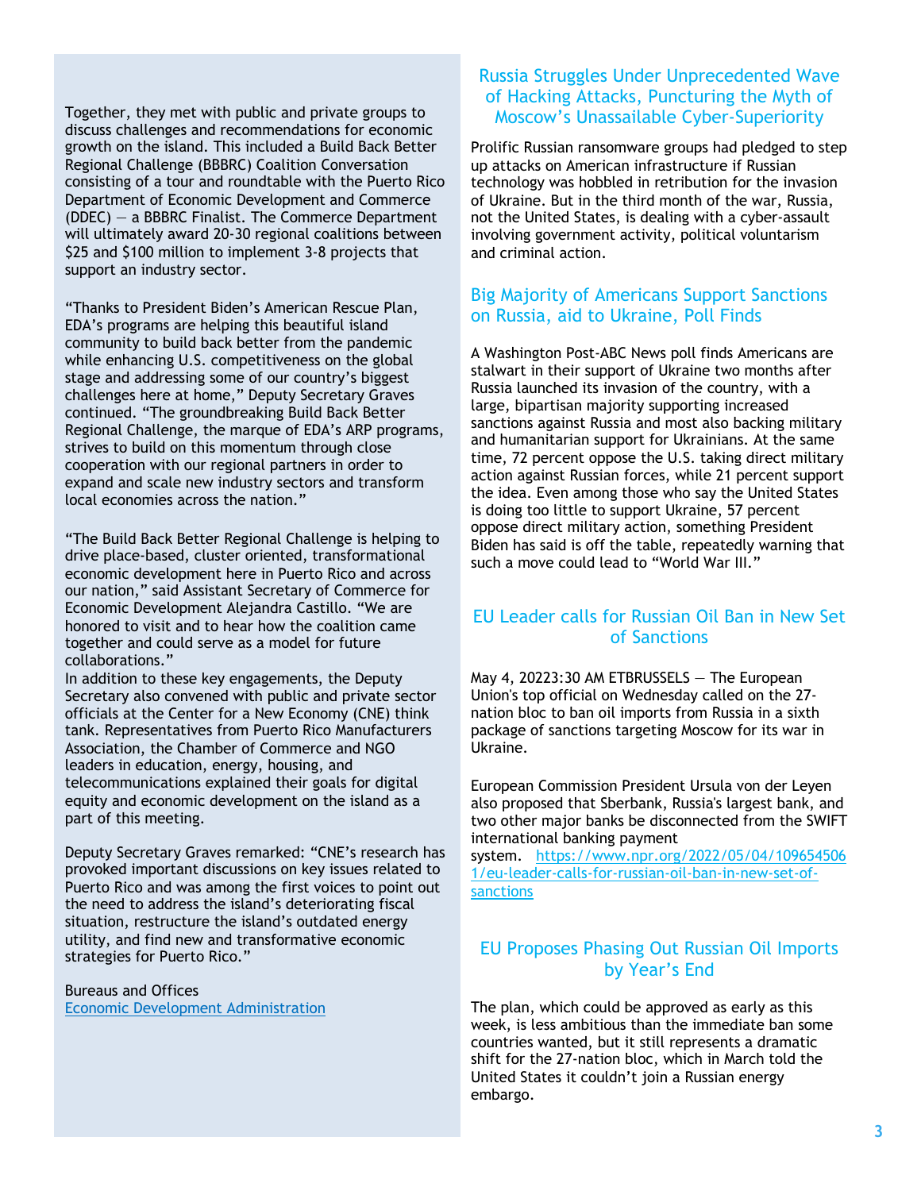Together, they met with public and private groups to discuss challenges and recommendations for economic growth on the island. This included a Build Back Better Regional Challenge (BBBRC) Coalition Conversation consisting of a tour and roundtable with the Puerto Rico Department of Economic Development and Commerce (DDEC) — a BBBRC Finalist. The Commerce Department will ultimately award 20-30 regional coalitions between $25 and $100 million to implement 3-8 projects that support an industry sector.

"Thanks to President Biden's American Rescue Plan, EDA's programs are helping this beautiful island community to build back better from the pandemic while enhancing U.S. competitiveness on the global stage and addressing some of our country's biggest challenges here at home," Deputy Secretary Graves continued. "The groundbreaking Build Back Better Regional Challenge, the marque of EDA's ARP programs, strives to build on this momentum through close cooperation with our regional partners in order to expand and scale new industry sectors and transform local economies across the nation."

"The Build Back Better Regional Challenge is helping to drive place-based, cluster oriented, transformational economic development here in Puerto Rico and across our nation," said Assistant Secretary of Commerce for Economic Development Alejandra Castillo. "We are honored to visit and to hear how the coalition came together and could serve as a model for future collaborations."

In addition to these key engagements, the Deputy Secretary also convened with public and private sector officials at the Center for a New Economy (CNE) think tank. Representatives from Puerto Rico Manufacturers Association, the Chamber of Commerce and NGO leaders in education, energy, housing, and telecommunications explained their goals for digital equity and economic development on the island as a part of this meeting.

Deputy Secretary Graves remarked: "CNE's research has provoked important discussions on key issues related to Puerto Rico and was among the first voices to point out the need to address the island's deteriorating fiscal situation, restructure the island's outdated energy utility, and find new and transformative economic strategies for Puerto Rico."

Bureaus and Offices
[Economic Development Administration](Economic Development Administration)

## Russia Struggles Under Unprecedented Wave of Hacking Attacks, Puncturing the Myth of Moscow's Unassailable Cyber-Superiority

Prolific Russian ransomware groups had pledged to step up attacks on American infrastructure if Russian technology was hobbled in retribution for the invasion of Ukraine. But in the third month of the war, Russia, not the United States, is dealing with a cyber-assault involving government activity, political voluntarism and criminal action.

## Big Majority of Americans Support Sanctions on Russia, aid to Ukraine, Poll Finds

A Washington Post-ABC News poll finds Americans are stalwart in their support of Ukraine two months after Russia launched its invasion of the country, with a large, bipartisan majority supporting increased sanctions against Russia and most also backing military and humanitarian support for Ukrainians. At the same time, 72 percent oppose the U.S. taking direct military action against Russian forces, while 21 percent support the idea. Even among those who say the United States is doing too little to support Ukraine, 57 percent oppose direct military action, something President Biden has said is off the table, repeatedly warning that such a move could lead to "World War III."

## EU Leader calls for Russian Oil Ban in New Set of Sanctions

May 4, 20223:30 AM ETBRUSSELS — The European Union's top official on Wednesday called on the 27-nation bloc to ban oil imports from Russia in a sixth package of sanctions targeting Moscow for its war in Ukraine.

European Commission President Ursula von der Leyen also proposed that Sberbank, Russia's largest bank, and two other major banks be disconnected from the SWIFT international banking payment system. [https://www.npr.org/2022/05/04/1096545061/eu-leader-calls-for-russian-oil-ban-in-new-set-of-sanctions](https://www.npr.org/2022/05/04/1096545061/eu-leader-calls-for-russian-oil-ban-in-new-set-of-sanctions)

## EU Proposes Phasing Out Russian Oil Imports by Year's End

The plan, which could be approved as early as this week, is less ambitious than the immediate ban some countries wanted, but it still represents a dramatic shift for the 27-nation bloc, which in March told the United States it couldn't join a Russian energy embargo.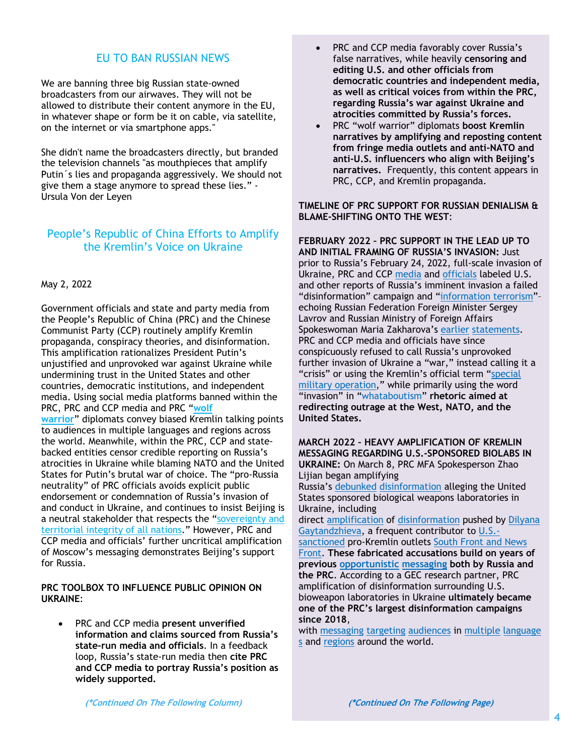## EU TO BAN RUSSIAN NEWS

We are banning three big Russian state-owned broadcasters from our airwaves. They will not be allowed to distribute their content anymore in the EU, in whatever shape or form be it on cable, via satellite, on the internet or via smartphone apps."

She didn't name the broadcasters directly, but branded the television channels "as mouthpieces that amplify Putin´s lies and propaganda aggressively. We should not give them a stage anymore to spread these lies." - Ursula Von der Leyen

## People's Republic of China Efforts to Amplify the Kremlin's Voice on Ukraine

May 2, 2022

Government officials and state and party media from the People's Republic of China (PRC) and the Chinese Communist Party (CCP) routinely amplify Kremlin propaganda, conspiracy theories, and disinformation. This amplification rationalizes President Putin's unjustified and unprovoked war against Ukraine while undermining trust in the United States and other countries, democratic institutions, and independent media. Using social media platforms banned within the PRC, PRC and CCP media and PRC "**wolf warrior**" diplomats convey biased Kremlin talking points to audiences in multiple languages and regions across the world. Meanwhile, within the PRC, CCP and state-backed entities censor credible reporting on Russia's atrocities in Ukraine while blaming NATO and the United States for Putin's brutal war of choice. The "pro-Russia neutrality" of PRC officials avoids explicit public endorsement or condemnation of Russia's invasion of and conduct in Ukraine, and continues to insist Beijing is a neutral stakeholder that respects the "sovereignty and territorial integrity of all nations." However, PRC and CCP media and officials' further uncritical amplification of Moscow's messaging demonstrates Beijing's support for Russia.

**PRC TOOLBOX TO INFLUENCE PUBLIC OPINION ON UKRAINE**:

- PRC and CCP media **present unverified information and claims sourced from Russia's state-run media and officials**. In a feedback loop, Russia's state-run media then **cite PRC and CCP media to portray Russia's position as widely supported.**
- PRC and CCP media favorably cover Russia's false narratives, while heavily **censoring and editing U.S. and other officials from democratic countries and independent media, as well as critical voices from within the PRC, regarding Russia's war against Ukraine and atrocities committed by Russia's forces.**
- PRC "wolf warrior" diplomats **boost Kremlin narratives by amplifying and reposting content from fringe media outlets and anti-NATO and anti-U.S. influencers who align with Beijing's narratives.** Frequently, this content appears in PRC, CCP, and Kremlin propaganda.

**TIMELINE OF PRC SUPPORT FOR RUSSIAN DENIALISM & BLAME-SHIFTING ONTO THE WEST**:

**FEBRUARY 2022 – PRC SUPPORT IN THE LEAD UP TO AND INITIAL FRAMING OF RUSSIA'S INVASION:** Just prior to Russia's February 24, 2022, full-scale invasion of Ukraine, PRC and CCP media and officials labeled U.S. and other reports of Russia's imminent invasion a failed "disinformation" campaign and "information terrorism"- echoing Russian Federation Foreign Minister Sergey Lavrov and Russian Ministry of Foreign Affairs Spokeswoman Maria Zakharova's earlier statements. PRC and CCP media and officials have since conspicuously refused to call Russia's unprovoked further invasion of Ukraine a "war," instead calling it a "crisis" or using the Kremlin's official term "special military operation," while primarily using the word "invasion" in "whataboutism" **rhetoric aimed at redirecting outrage at the West, NATO, and the United States.**

**MARCH 2022 – HEAVY AMPLIFICATION OF KREMLIN MESSAGING REGARDING U.S.-SPONSORED BIOLABS IN UKRAINE:** On March 8, PRC MFA Spokesperson Zhao Lijian began amplifying Russia's debunked disinformation alleging the United States sponsored biological weapons laboratories in Ukraine, including direct amplification of disinformation pushed by Dilyana Gaytandzhieva, a frequent contributor to U.S.-sanctioned pro-Kremlin outlets South Front and News Front. **These fabricated accusations build on years of previous opportunistic messaging both by Russia and the PRC**. According to a GEC research partner, PRC amplification of disinformation surrounding U.S. bioweapon laboratories in Ukraine **ultimately became one of the PRC's largest disinformation campaigns since 2018**, with messaging targeting audiences in multiple languages and regions around the world.

*(\*Continued On The Following Page)*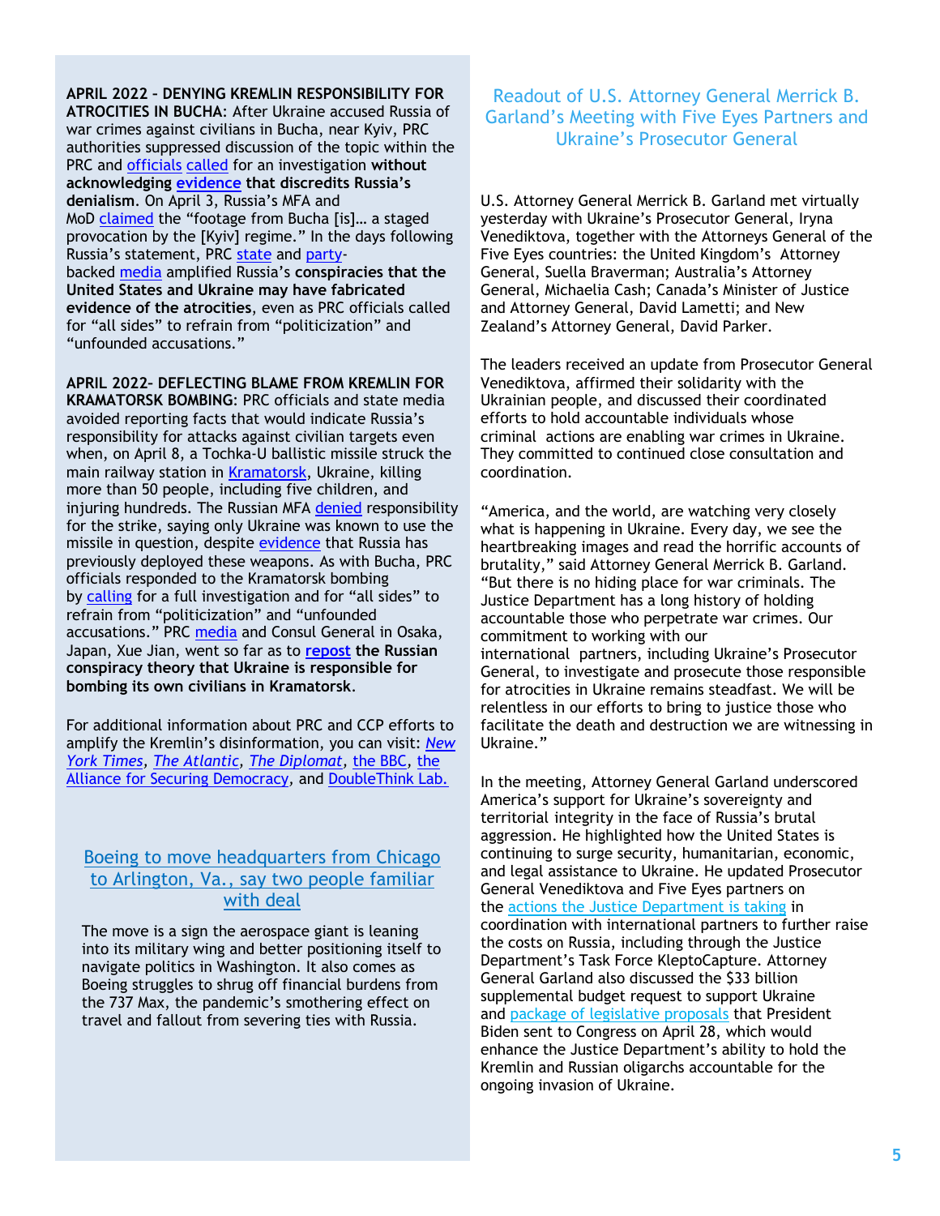**APRIL 2022 – DENYING KREMLIN RESPONSIBILITY FOR ATROCITIES IN BUCHA**: After Ukraine accused Russia of war crimes against civilians in Bucha, near Kyiv, PRC authorities suppressed discussion of the topic within the PRC and officials called for an investigation **without acknowledging evidence that discredits Russia's denialism**. On April 3, Russia's MFA and MoD claimed the "footage from Bucha [is]… a staged provocation by the [Kyiv] regime." In the days following Russia's statement, PRC state and party-backed media amplified Russia's **conspiracies that the United States and Ukraine may have fabricated evidence of the atrocities**, even as PRC officials called for "all sides" to refrain from "politicization" and "unfounded accusations."

**APRIL 2022– DEFLECTING BLAME FROM KREMLIN FOR KRAMATORSK BOMBING**: PRC officials and state media avoided reporting facts that would indicate Russia's responsibility for attacks against civilian targets even when, on April 8, a Tochka-U ballistic missile struck the main railway station in Kramatorsk, Ukraine, killing more than 50 people, including five children, and injuring hundreds. The Russian MFA denied responsibility for the strike, saying only Ukraine was known to use the missile in question, despite evidence that Russia has previously deployed these weapons. As with Bucha, PRC officials responded to the Kramatorsk bombing by calling for a full investigation and for "all sides" to refrain from "politicization" and "unfounded accusations." PRC media and Consul General in Osaka, Japan, Xue Jian, went so far as to **repost the Russian conspiracy theory that Ukraine is responsible for bombing its own civilians in Kramatorsk**.

For additional information about PRC and CCP efforts to amplify the Kremlin's disinformation, you can visit: *New York Times*, *The Atlantic*, *The Diplomat*, the BBC, the Alliance for Securing Democracy, and DoubleThink Lab.

## Boeing to move headquarters from Chicago to Arlington, Va., say two people familiar with deal

The move is a sign the aerospace giant is leaning into its military wing and better positioning itself to navigate politics in Washington. It also comes as Boeing struggles to shrug off financial burdens from the 737 Max, the pandemic's smothering effect on travel and fallout from severing ties with Russia.

## Readout of U.S. Attorney General Merrick B. Garland's Meeting with Five Eyes Partners and Ukraine's Prosecutor General

U.S. Attorney General Merrick B. Garland met virtually yesterday with Ukraine's Prosecutor General, Iryna Venediktova, together with the Attorneys General of the Five Eyes countries: the United Kingdom's Attorney General, Suella Braverman; Australia's Attorney General, Michaelia Cash; Canada's Minister of Justice and Attorney General, David Lametti; and New Zealand's Attorney General, David Parker.

The leaders received an update from Prosecutor General Venediktova, affirmed their solidarity with the Ukrainian people, and discussed their coordinated efforts to hold accountable individuals whose criminal actions are enabling war crimes in Ukraine. They committed to continued close consultation and coordination.

"America, and the world, are watching very closely what is happening in Ukraine. Every day, we see the heartbreaking images and read the horrific accounts of brutality," said Attorney General Merrick B. Garland. "But there is no hiding place for war criminals. The Justice Department has a long history of holding accountable those who perpetrate war crimes. Our commitment to working with our international partners, including Ukraine's Prosecutor General, to investigate and prosecute those responsible for atrocities in Ukraine remains steadfast. We will be relentless in our efforts to bring to justice those who facilitate the death and destruction we are witnessing in Ukraine."

In the meeting, Attorney General Garland underscored America's support for Ukraine's sovereignty and territorial integrity in the face of Russia's brutal aggression. He highlighted how the United States is continuing to surge security, humanitarian, economic, and legal assistance to Ukraine. He updated Prosecutor General Venediktova and Five Eyes partners on the actions the Justice Department is taking in coordination with international partners to further raise the costs on Russia, including through the Justice Department's Task Force KleptoCapture. Attorney General Garland also discussed the $33 billion supplemental budget request to support Ukraine and package of legislative proposals that President Biden sent to Congress on April 28, which would enhance the Justice Department's ability to hold the Kremlin and Russian oligarchs accountable for the ongoing invasion of Ukraine.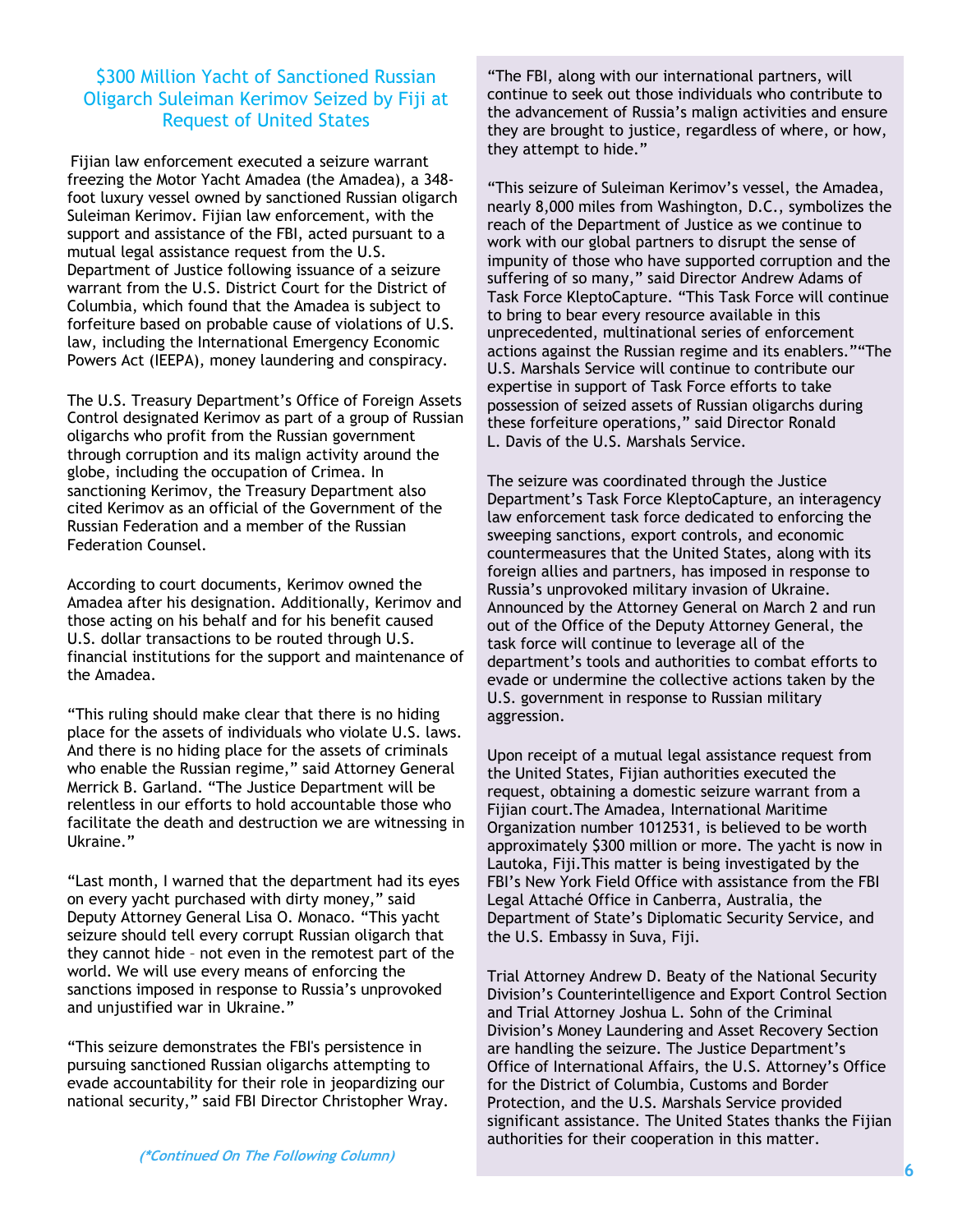## $300 Million Yacht of Sanctioned Russian Oligarch Suleiman Kerimov Seized by Fiji at Request of United States

Fijian law enforcement executed a seizure warrant freezing the Motor Yacht Amadea (the Amadea), a 348-foot luxury vessel owned by sanctioned Russian oligarch Suleiman Kerimov. Fijian law enforcement, with the support and assistance of the FBI, acted pursuant to a mutual legal assistance request from the U.S. Department of Justice following issuance of a seizure warrant from the U.S. District Court for the District of Columbia, which found that the Amadea is subject to forfeiture based on probable cause of violations of U.S. law, including the International Emergency Economic Powers Act (IEEPA), money laundering and conspiracy.

The U.S. Treasury Department's Office of Foreign Assets Control designated Kerimov as part of a group of Russian oligarchs who profit from the Russian government through corruption and its malign activity around the globe, including the occupation of Crimea. In sanctioning Kerimov, the Treasury Department also cited Kerimov as an official of the Government of the Russian Federation and a member of the Russian Federation Counsel.

According to court documents, Kerimov owned the Amadea after his designation. Additionally, Kerimov and those acting on his behalf and for his benefit caused U.S. dollar transactions to be routed through U.S. financial institutions for the support and maintenance of the Amadea.

"This ruling should make clear that there is no hiding place for the assets of individuals who violate U.S. laws. And there is no hiding place for the assets of criminals who enable the Russian regime," said Attorney General Merrick B. Garland. "The Justice Department will be relentless in our efforts to hold accountable those who facilitate the death and destruction we are witnessing in Ukraine."

"Last month, I warned that the department had its eyes on every yacht purchased with dirty money," said Deputy Attorney General Lisa O. Monaco. "This yacht seizure should tell every corrupt Russian oligarch that they cannot hide – not even in the remotest part of the world. We will use every means of enforcing the sanctions imposed in response to Russia's unprovoked and unjustified war in Ukraine."

"This seizure demonstrates the FBI's persistence in pursuing sanctioned Russian oligarchs attempting to evade accountability for their role in jeopardizing our national security," said FBI Director Christopher Wray.

*(\*Continued On The Following Column)*

"The FBI, along with our international partners, will continue to seek out those individuals who contribute to the advancement of Russia's malign activities and ensure they are brought to justice, regardless of where, or how, they attempt to hide."

"This seizure of Suleiman Kerimov's vessel, the Amadea, nearly 8,000 miles from Washington, D.C., symbolizes the reach of the Department of Justice as we continue to work with our global partners to disrupt the sense of impunity of those who have supported corruption and the suffering of so many," said Director Andrew Adams of Task Force KleptoCapture. "This Task Force will continue to bring to bear every resource available in this unprecedented, multinational series of enforcement actions against the Russian regime and its enablers.""The U.S. Marshals Service will continue to contribute our expertise in support of Task Force efforts to take possession of seized assets of Russian oligarchs during these forfeiture operations," said Director Ronald L. Davis of the U.S. Marshals Service.

The seizure was coordinated through the Justice Department's Task Force KleptoCapture, an interagency law enforcement task force dedicated to enforcing the sweeping sanctions, export controls, and economic countermeasures that the United States, along with its foreign allies and partners, has imposed in response to Russia's unprovoked military invasion of Ukraine. Announced by the Attorney General on March 2 and run out of the Office of the Deputy Attorney General, the task force will continue to leverage all of the department's tools and authorities to combat efforts to evade or undermine the collective actions taken by the U.S. government in response to Russian military aggression.

Upon receipt of a mutual legal assistance request from the United States, Fijian authorities executed the request, obtaining a domestic seizure warrant from a Fijian court.The Amadea, International Maritime Organization number 1012531, is believed to be worth approximately $300 million or more. The yacht is now in Lautoka, Fiji.This matter is being investigated by the FBI's New York Field Office with assistance from the FBI Legal Attaché Office in Canberra, Australia, the Department of State's Diplomatic Security Service, and the U.S. Embassy in Suva, Fiji.

Trial Attorney Andrew D. Beaty of the National Security Division's Counterintelligence and Export Control Section and Trial Attorney Joshua L. Sohn of the Criminal Division's Money Laundering and Asset Recovery Section are handling the seizure. The Justice Department's Office of International Affairs, the U.S. Attorney's Office for the District of Columbia, Customs and Border Protection, and the U.S. Marshals Service provided significant assistance. The United States thanks the Fijian authorities for their cooperation in this matter.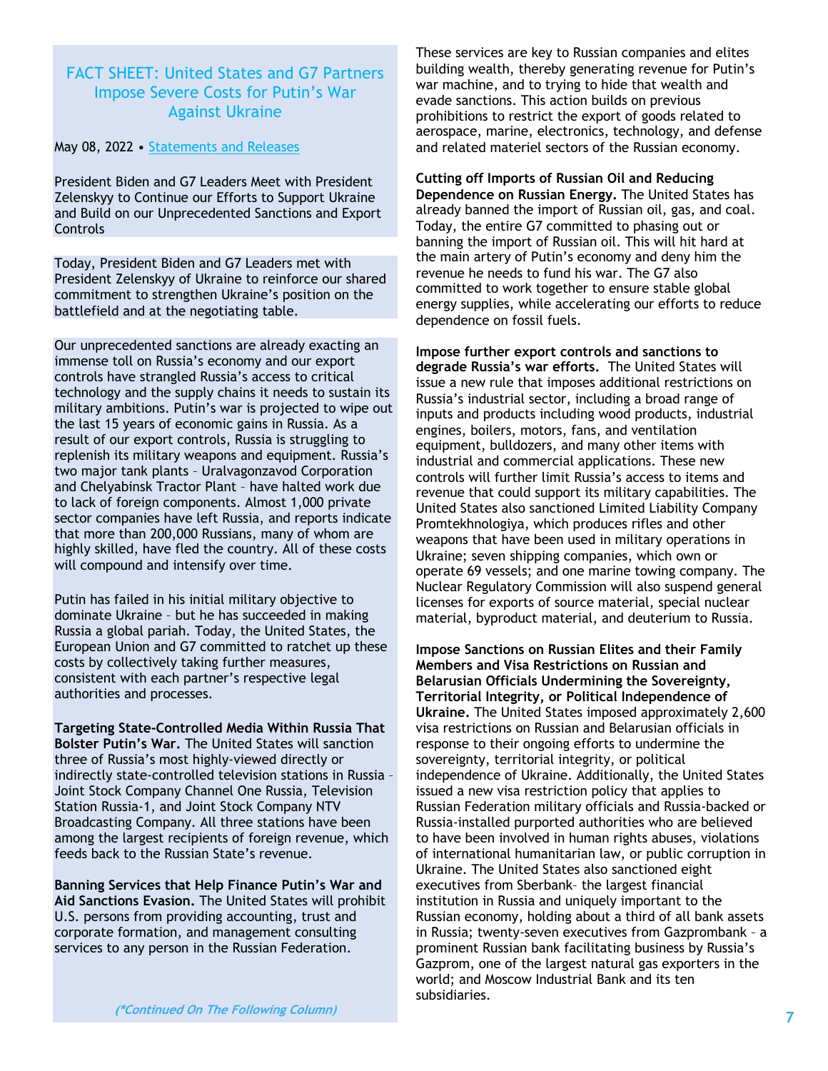## FACT SHEET: United States and G7 Partners Impose Severe Costs for Putin's War Against Ukraine

May 08, 2022 • Statements and Releases

President Biden and G7 Leaders Meet with President Zelenskyy to Continue our Efforts to Support Ukraine and Build on our Unprecedented Sanctions and Export Controls

Today, President Biden and G7 Leaders met with President Zelenskyy of Ukraine to reinforce our shared commitment to strengthen Ukraine's position on the battlefield and at the negotiating table.

Our unprecedented sanctions are already exacting an immense toll on Russia's economy and our export controls have strangled Russia's access to critical technology and the supply chains it needs to sustain its military ambitions. Putin's war is projected to wipe out the last 15 years of economic gains in Russia. As a result of our export controls, Russia is struggling to replenish its military weapons and equipment. Russia's two major tank plants – Uralvagonzavod Corporation and Chelyabinsk Tractor Plant – have halted work due to lack of foreign components. Almost 1,000 private sector companies have left Russia, and reports indicate that more than 200,000 Russians, many of whom are highly skilled, have fled the country. All of these costs will compound and intensify over time.

Putin has failed in his initial military objective to dominate Ukraine – but he has succeeded in making Russia a global pariah. Today, the United States, the European Union and G7 committed to ratchet up these costs by collectively taking further measures, consistent with each partner's respective legal authorities and processes.

**Targeting State-Controlled Media Within Russia That Bolster Putin's War.** The United States will sanction three of Russia's most highly-viewed directly or indirectly state-controlled television stations in Russia – Joint Stock Company Channel One Russia, Television Station Russia-1, and Joint Stock Company NTV Broadcasting Company. All three stations have been among the largest recipients of foreign revenue, which feeds back to the Russian State's revenue.

**Banning Services that Help Finance Putin's War and Aid Sanctions Evasion.** The United States will prohibit U.S. persons from providing accounting, trust and corporate formation, and management consulting services to any person in the Russian Federation.

*(*Continued On The Following Column)*

These services are key to Russian companies and elites building wealth, thereby generating revenue for Putin's war machine, and to trying to hide that wealth and evade sanctions. This action builds on previous prohibitions to restrict the export of goods related to aerospace, marine, electronics, technology, and defense and related materiel sectors of the Russian economy.

**Cutting off Imports of Russian Oil and Reducing Dependence on Russian Energy.** The United States has already banned the import of Russian oil, gas, and coal. Today, the entire G7 committed to phasing out or banning the import of Russian oil. This will hit hard at the main artery of Putin's economy and deny him the revenue he needs to fund his war. The G7 also committed to work together to ensure stable global energy supplies, while accelerating our efforts to reduce dependence on fossil fuels.

**Impose further export controls and sanctions to degrade Russia's war efforts.** The United States will issue a new rule that imposes additional restrictions on Russia's industrial sector, including a broad range of inputs and products including wood products, industrial engines, boilers, motors, fans, and ventilation equipment, bulldozers, and many other items with industrial and commercial applications. These new controls will further limit Russia's access to items and revenue that could support its military capabilities. The United States also sanctioned Limited Liability Company Promtekhnologiya, which produces rifles and other weapons that have been used in military operations in Ukraine; seven shipping companies, which own or operate 69 vessels; and one marine towing company. The Nuclear Regulatory Commission will also suspend general licenses for exports of source material, special nuclear material, byproduct material, and deuterium to Russia.

**Impose Sanctions on Russian Elites and their Family Members and Visa Restrictions on Russian and Belarusian Officials Undermining the Sovereignty, Territorial Integrity, or Political Independence of Ukraine.** The United States imposed approximately 2,600 visa restrictions on Russian and Belarusian officials in response to their ongoing efforts to undermine the sovereignty, territorial integrity, or political independence of Ukraine. Additionally, the United States issued a new visa restriction policy that applies to Russian Federation military officials and Russia-backed or Russia-installed purported authorities who are believed to have been involved in human rights abuses, violations of international humanitarian law, or public corruption in Ukraine. The United States also sanctioned eight executives from Sberbank– the largest financial institution in Russia and uniquely important to the Russian economy, holding about a third of all bank assets in Russia; twenty-seven executives from Gazprombank – a prominent Russian bank facilitating business by Russia's Gazprom, one of the largest natural gas exporters in the world; and Moscow Industrial Bank and its ten subsidiaries.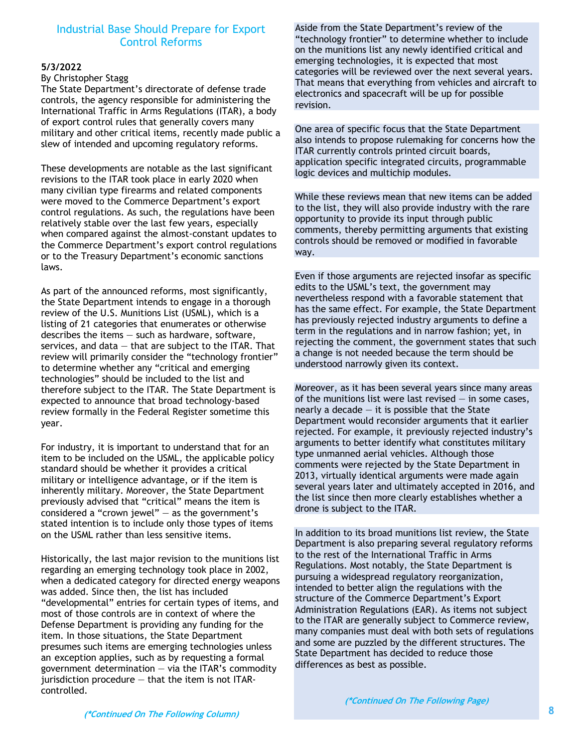## Industrial Base Should Prepare for Export Control Reforms

**5/3/2022**

By Christopher Stagg

The State Department's directorate of defense trade controls, the agency responsible for administering the International Traffic in Arms Regulations (ITAR), a body of export control rules that generally covers many military and other critical items, recently made public a slew of intended and upcoming regulatory reforms.

These developments are notable as the last significant revisions to the ITAR took place in early 2020 when many civilian type firearms and related components were moved to the Commerce Department's export control regulations. As such, the regulations have been relatively stable over the last few years, especially when compared against the almost-constant updates to the Commerce Department's export control regulations or to the Treasury Department's economic sanctions laws.

As part of the announced reforms, most significantly, the State Department intends to engage in a thorough review of the U.S. Munitions List (USML), which is a listing of 21 categories that enumerates or otherwise describes the items — such as hardware, software, services, and data — that are subject to the ITAR. That review will primarily consider the "technology frontier" to determine whether any "critical and emerging technologies" should be included to the list and therefore subject to the ITAR. The State Department is expected to announce that broad technology-based review formally in the Federal Register sometime this year.

For industry, it is important to understand that for an item to be included on the USML, the applicable policy standard should be whether it provides a critical military or intelligence advantage, or if the item is inherently military. Moreover, the State Department previously advised that "critical" means the item is considered a "crown jewel" — as the government's stated intention is to include only those types of items on the USML rather than less sensitive items.

Historically, the last major revision to the munitions list regarding an emerging technology took place in 2002, when a dedicated category for directed energy weapons was added. Since then, the list has included "developmental" entries for certain types of items, and most of those controls are in context of where the Defense Department is providing any funding for the item. In those situations, the State Department presumes such items are emerging technologies unless an exception applies, such as by requesting a formal government determination — via the ITAR's commodity jurisdiction procedure — that the item is not ITAR-controlled.

Aside from the State Department's review of the "technology frontier" to determine whether to include on the munitions list any newly identified critical and emerging technologies, it is expected that most categories will be reviewed over the next several years. That means that everything from vehicles and aircraft to electronics and spacecraft will be up for possible revision.

One area of specific focus that the State Department also intends to propose rulemaking for concerns how the ITAR currently controls printed circuit boards, application specific integrated circuits, programmable logic devices and multichip modules.

While these reviews mean that new items can be added to the list, they will also provide industry with the rare opportunity to provide its input through public comments, thereby permitting arguments that existing controls should be removed or modified in favorable way.

Even if those arguments are rejected insofar as specific edits to the USML's text, the government may nevertheless respond with a favorable statement that has the same effect. For example, the State Department has previously rejected industry arguments to define a term in the regulations and in narrow fashion; yet, in rejecting the comment, the government states that such a change is not needed because the term should be understood narrowly given its context.

Moreover, as it has been several years since many areas of the munitions list were last revised — in some cases, nearly a decade — it is possible that the State Department would reconsider arguments that it earlier rejected. For example, it previously rejected industry's arguments to better identify what constitutes military type unmanned aerial vehicles. Although those comments were rejected by the State Department in 2013, virtually identical arguments were made again several years later and ultimately accepted in 2016, and the list since then more clearly establishes whether a drone is subject to the ITAR.

In addition to its broad munitions list review, the State Department is also preparing several regulatory reforms to the rest of the International Traffic in Arms Regulations. Most notably, the State Department is pursuing a widespread regulatory reorganization, intended to better align the regulations with the structure of the Commerce Department's Export Administration Regulations (EAR). As items not subject to the ITAR are generally subject to Commerce review, many companies must deal with both sets of regulations and some are puzzled by the different structures. The State Department has decided to reduce those differences as best as possible.

***(\*Continued On The Following Page)***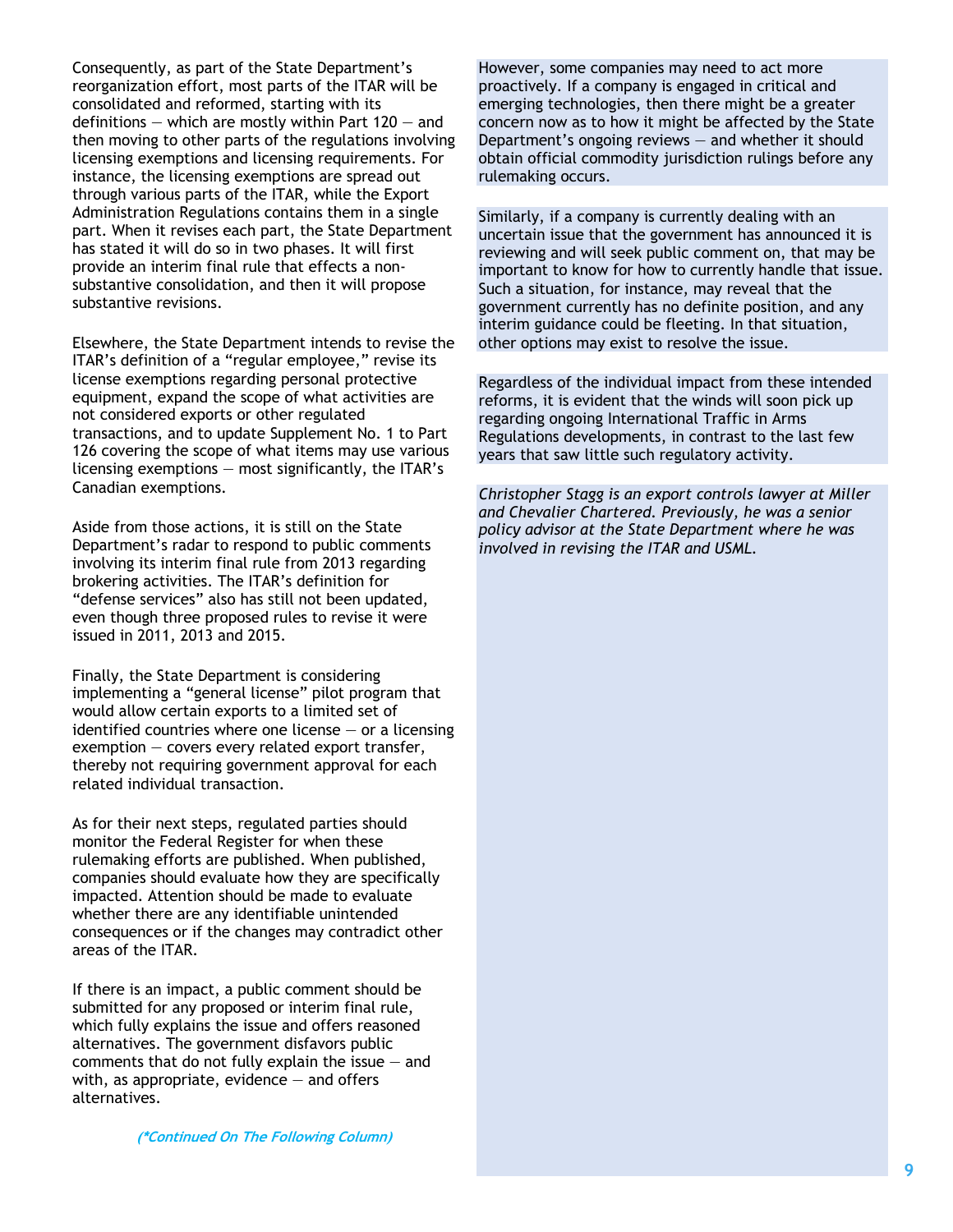Consequently, as part of the State Department's reorganization effort, most parts of the ITAR will be consolidated and reformed, starting with its definitions — which are mostly within Part 120 — and then moving to other parts of the regulations involving licensing exemptions and licensing requirements. For instance, the licensing exemptions are spread out through various parts of the ITAR, while the Export Administration Regulations contains them in a single part. When it revises each part, the State Department has stated it will do so in two phases. It will first provide an interim final rule that effects a non-substantive consolidation, and then it will propose substantive revisions.

Elsewhere, the State Department intends to revise the ITAR's definition of a "regular employee," revise its license exemptions regarding personal protective equipment, expand the scope of what activities are not considered exports or other regulated transactions, and to update Supplement No. 1 to Part 126 covering the scope of what items may use various licensing exemptions — most significantly, the ITAR's Canadian exemptions.

Aside from those actions, it is still on the State Department's radar to respond to public comments involving its interim final rule from 2013 regarding brokering activities. The ITAR's definition for "defense services" also has still not been updated, even though three proposed rules to revise it were issued in 2011, 2013 and 2015.

Finally, the State Department is considering implementing a "general license" pilot program that would allow certain exports to a limited set of identified countries where one license — or a licensing exemption — covers every related export transfer, thereby not requiring government approval for each related individual transaction.

As for their next steps, regulated parties should monitor the Federal Register for when these rulemaking efforts are published. When published, companies should evaluate how they are specifically impacted. Attention should be made to evaluate whether there are any identifiable unintended consequences or if the changes may contradict other areas of the ITAR.

If there is an impact, a public comment should be submitted for any proposed or interim final rule, which fully explains the issue and offers reasoned alternatives. The government disfavors public comments that do not fully explain the issue — and with, as appropriate, evidence — and offers alternatives.

*(\*Continued On The Following Column)*

However, some companies may need to act more proactively. If a company is engaged in critical and emerging technologies, then there might be a greater concern now as to how it might be affected by the State Department's ongoing reviews — and whether it should obtain official commodity jurisdiction rulings before any rulemaking occurs.

Similarly, if a company is currently dealing with an uncertain issue that the government has announced it is reviewing and will seek public comment on, that may be important to know for how to currently handle that issue. Such a situation, for instance, may reveal that the government currently has no definite position, and any interim guidance could be fleeting. In that situation, other options may exist to resolve the issue.

Regardless of the individual impact from these intended reforms, it is evident that the winds will soon pick up regarding ongoing International Traffic in Arms Regulations developments, in contrast to the last few years that saw little such regulatory activity.

*Christopher Stagg is an export controls lawyer at Miller and Chevalier Chartered. Previously, he was a senior policy advisor at the State Department where he was involved in revising the ITAR and USML.*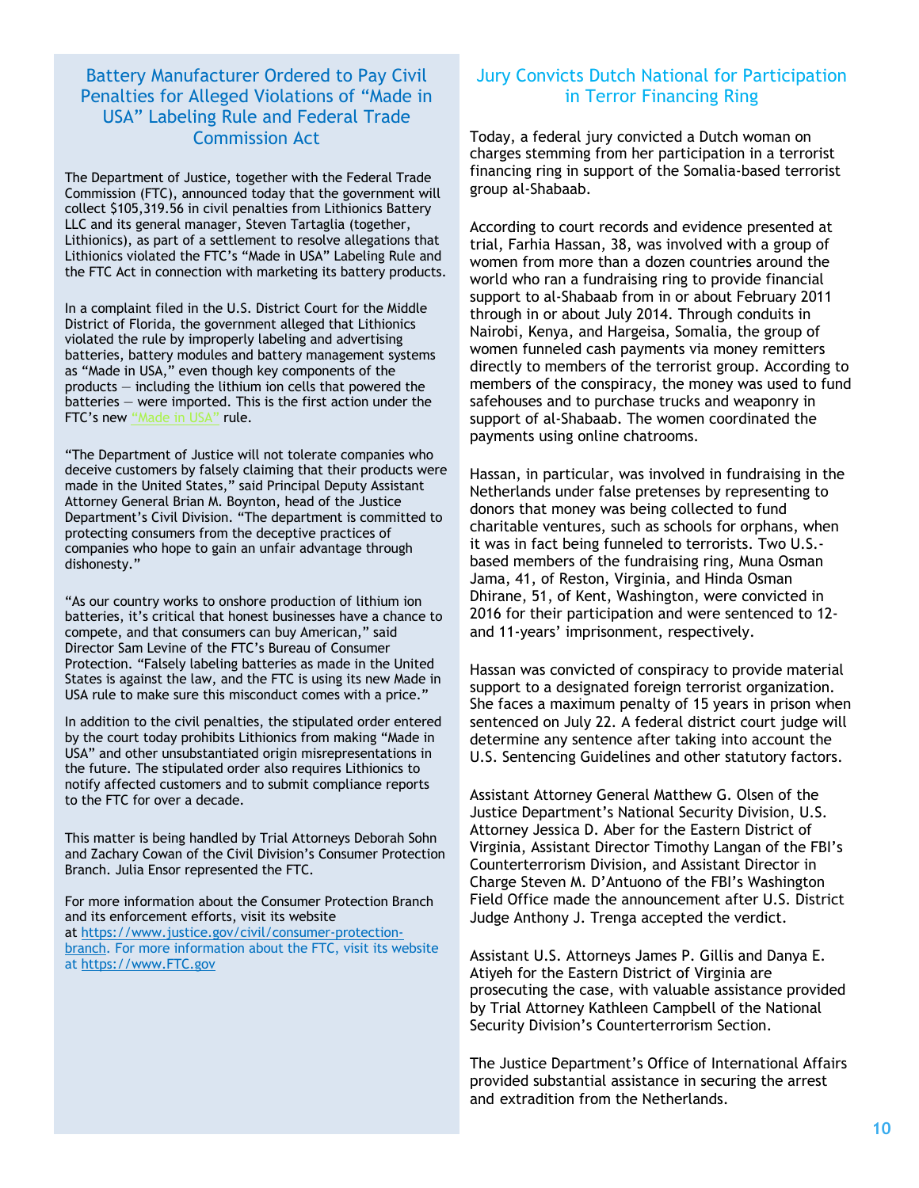## Battery Manufacturer Ordered to Pay Civil Penalties for Alleged Violations of "Made in USA" Labeling Rule and Federal Trade Commission Act

The Department of Justice, together with the Federal Trade Commission (FTC), announced today that the government will collect $105,319.56 in civil penalties from Lithionics Battery LLC and its general manager, Steven Tartaglia (together, Lithionics), as part of a settlement to resolve allegations that Lithionics violated the FTC's "Made in USA" Labeling Rule and the FTC Act in connection with marketing its battery products.

In a complaint filed in the U.S. District Court for the Middle District of Florida, the government alleged that Lithionics violated the rule by improperly labeling and advertising batteries, battery modules and battery management systems as "Made in USA," even though key components of the products — including the lithium ion cells that powered the batteries — were imported. This is the first action under the FTC's new "Made in USA" rule.

"The Department of Justice will not tolerate companies who deceive customers by falsely claiming that their products were made in the United States," said Principal Deputy Assistant Attorney General Brian M. Boynton, head of the Justice Department's Civil Division. "The department is committed to protecting consumers from the deceptive practices of companies who hope to gain an unfair advantage through dishonesty."

"As our country works to onshore production of lithium ion batteries, it's critical that honest businesses have a chance to compete, and that consumers can buy American," said Director Sam Levine of the FTC's Bureau of Consumer Protection. "Falsely labeling batteries as made in the United States is against the law, and the FTC is using its new Made in USA rule to make sure this misconduct comes with a price."

In addition to the civil penalties, the stipulated order entered by the court today prohibits Lithionics from making "Made in USA" and other unsubstantiated origin misrepresentations in the future. The stipulated order also requires Lithionics to notify affected customers and to submit compliance reports to the FTC for over a decade.

This matter is being handled by Trial Attorneys Deborah Sohn and Zachary Cowan of the Civil Division's Consumer Protection Branch. Julia Ensor represented the FTC.

For more information about the Consumer Protection Branch and its enforcement efforts, visit its website at https://www.justice.gov/civil/consumer-protection-branch. For more information about the FTC, visit its website at https://www.FTC.gov

## Jury Convicts Dutch National for Participation in Terror Financing Ring

Today, a federal jury convicted a Dutch woman on charges stemming from her participation in a terrorist financing ring in support of the Somalia-based terrorist group al-Shabaab.

According to court records and evidence presented at trial, Farhia Hassan, 38, was involved with a group of women from more than a dozen countries around the world who ran a fundraising ring to provide financial support to al-Shabaab from in or about February 2011 through in or about July 2014. Through conduits in Nairobi, Kenya, and Hargeisa, Somalia, the group of women funneled cash payments via money remitters directly to members of the terrorist group. According to members of the conspiracy, the money was used to fund safehouses and to purchase trucks and weaponry in support of al-Shabaab. The women coordinated the payments using online chatrooms.

Hassan, in particular, was involved in fundraising in the Netherlands under false pretenses by representing to donors that money was being collected to fund charitable ventures, such as schools for orphans, when it was in fact being funneled to terrorists. Two U.S.-based members of the fundraising ring, Muna Osman Jama, 41, of Reston, Virginia, and Hinda Osman Dhirane, 51, of Kent, Washington, were convicted in 2016 for their participation and were sentenced to 12- and 11-years' imprisonment, respectively.

Hassan was convicted of conspiracy to provide material support to a designated foreign terrorist organization. She faces a maximum penalty of 15 years in prison when sentenced on July 22. A federal district court judge will determine any sentence after taking into account the U.S. Sentencing Guidelines and other statutory factors.

Assistant Attorney General Matthew G. Olsen of the Justice Department's National Security Division, U.S. Attorney Jessica D. Aber for the Eastern District of Virginia, Assistant Director Timothy Langan of the FBI's Counterterrorism Division, and Assistant Director in Charge Steven M. D'Antuono of the FBI's Washington Field Office made the announcement after U.S. District Judge Anthony J. Trenga accepted the verdict.

Assistant U.S. Attorneys James P. Gillis and Danya E. Atiyeh for the Eastern District of Virginia are prosecuting the case, with valuable assistance provided by Trial Attorney Kathleen Campbell of the National Security Division's Counterterrorism Section.

The Justice Department's Office of International Affairs provided substantial assistance in securing the arrest and extradition from the Netherlands.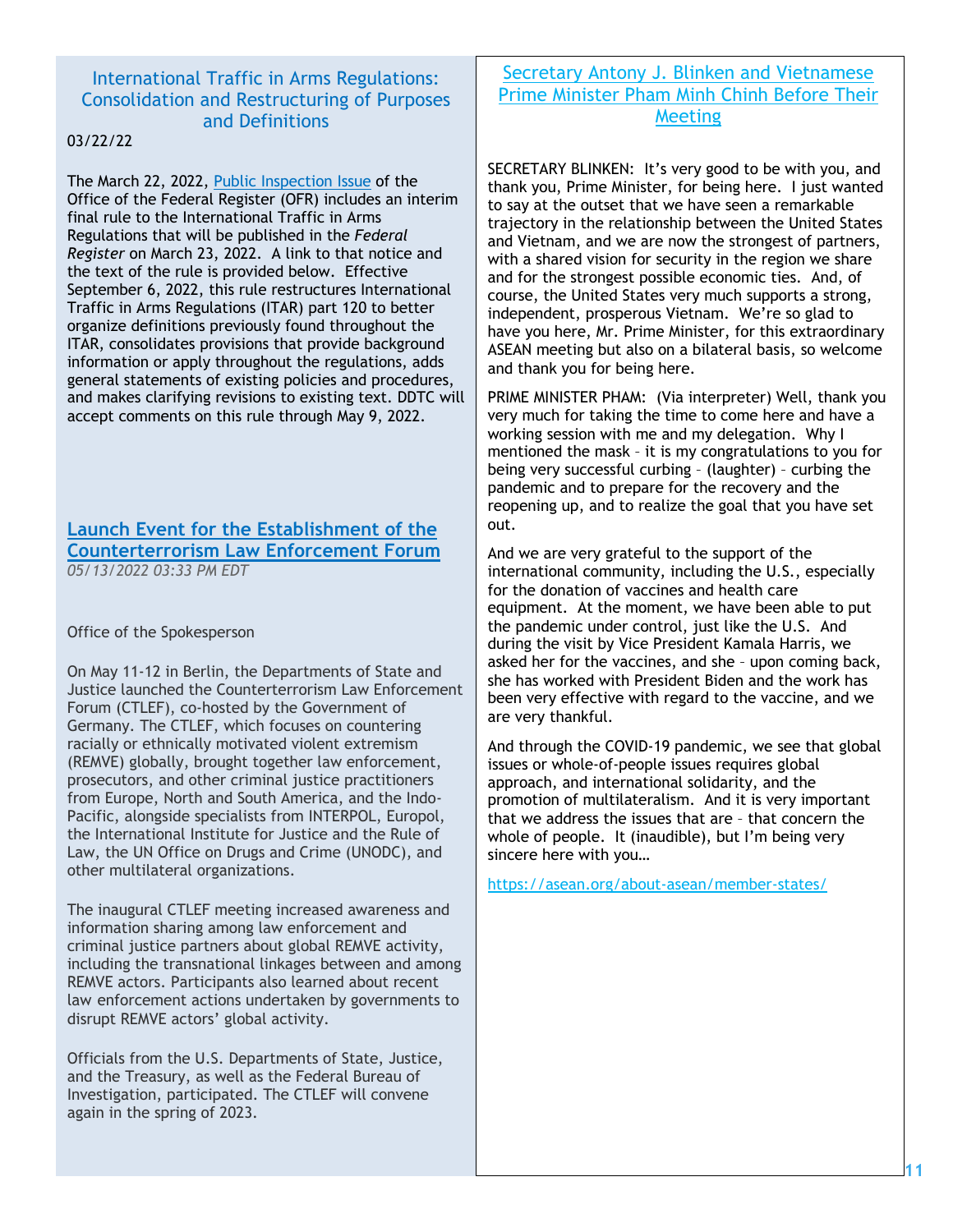## International Traffic in Arms Regulations: Consolidation and Restructuring of Purposes and Definitions

03/22/22

The March 22, 2022, Public Inspection Issue of the Office of the Federal Register (OFR) includes an interim final rule to the International Traffic in Arms Regulations that will be published in the *Federal Register* on March 23, 2022. A link to that notice and the text of the rule is provided below. Effective September 6, 2022, this rule restructures International Traffic in Arms Regulations (ITAR) part 120 to better organize definitions previously found throughout the ITAR, consolidates provisions that provide background information or apply throughout the regulations, adds general statements of existing policies and procedures, and makes clarifying revisions to existing text. DDTC will accept comments on this rule through May 9, 2022.

## Launch Event for the Establishment of the Counterterrorism Law Enforcement Forum

*05/13/2022 03:33 PM EDT*

Office of the Spokesperson

On May 11-12 in Berlin, the Departments of State and Justice launched the Counterterrorism Law Enforcement Forum (CTLEF), co-hosted by the Government of Germany. The CTLEF, which focuses on countering racially or ethnically motivated violent extremism (REMVE) globally, brought together law enforcement, prosecutors, and other criminal justice practitioners from Europe, North and South America, and the Indo-Pacific, alongside specialists from INTERPOL, Europol, the International Institute for Justice and the Rule of Law, the UN Office on Drugs and Crime (UNODC), and other multilateral organizations.

The inaugural CTLEF meeting increased awareness and information sharing among law enforcement and criminal justice partners about global REMVE activity, including the transnational linkages between and among REMVE actors. Participants also learned about recent law enforcement actions undertaken by governments to disrupt REMVE actors' global activity.

Officials from the U.S. Departments of State, Justice, and the Treasury, as well as the Federal Bureau of Investigation, participated. The CTLEF will convene again in the spring of 2023.

## Secretary Antony J. Blinken and Vietnamese Prime Minister Pham Minh Chinh Before Their Meeting

SECRETARY BLINKEN: It's very good to be with you, and thank you, Prime Minister, for being here. I just wanted to say at the outset that we have seen a remarkable trajectory in the relationship between the United States and Vietnam, and we are now the strongest of partners, with a shared vision for security in the region we share and for the strongest possible economic ties. And, of course, the United States very much supports a strong, independent, prosperous Vietnam. We're so glad to have you here, Mr. Prime Minister, for this extraordinary ASEAN meeting but also on a bilateral basis, so welcome and thank you for being here.

PRIME MINISTER PHAM: (Via interpreter) Well, thank you very much for taking the time to come here and have a working session with me and my delegation. Why I mentioned the mask – it is my congratulations to you for being very successful curbing – (laughter) – curbing the pandemic and to prepare for the recovery and the reopening up, and to realize the goal that you have set out.

And we are very grateful to the support of the international community, including the U.S., especially for the donation of vaccines and health care equipment. At the moment, we have been able to put the pandemic under control, just like the U.S. And during the visit by Vice President Kamala Harris, we asked her for the vaccines, and she – upon coming back, she has worked with President Biden and the work has been very effective with regard to the vaccine, and we are very thankful.

And through the COVID-19 pandemic, we see that global issues or whole-of-people issues requires global approach, and international solidarity, and the promotion of multilateralism. And it is very important that we address the issues that are – that concern the whole of people. It (inaudible), but I'm being very sincere here with you…

https://asean.org/about-asean/member-states/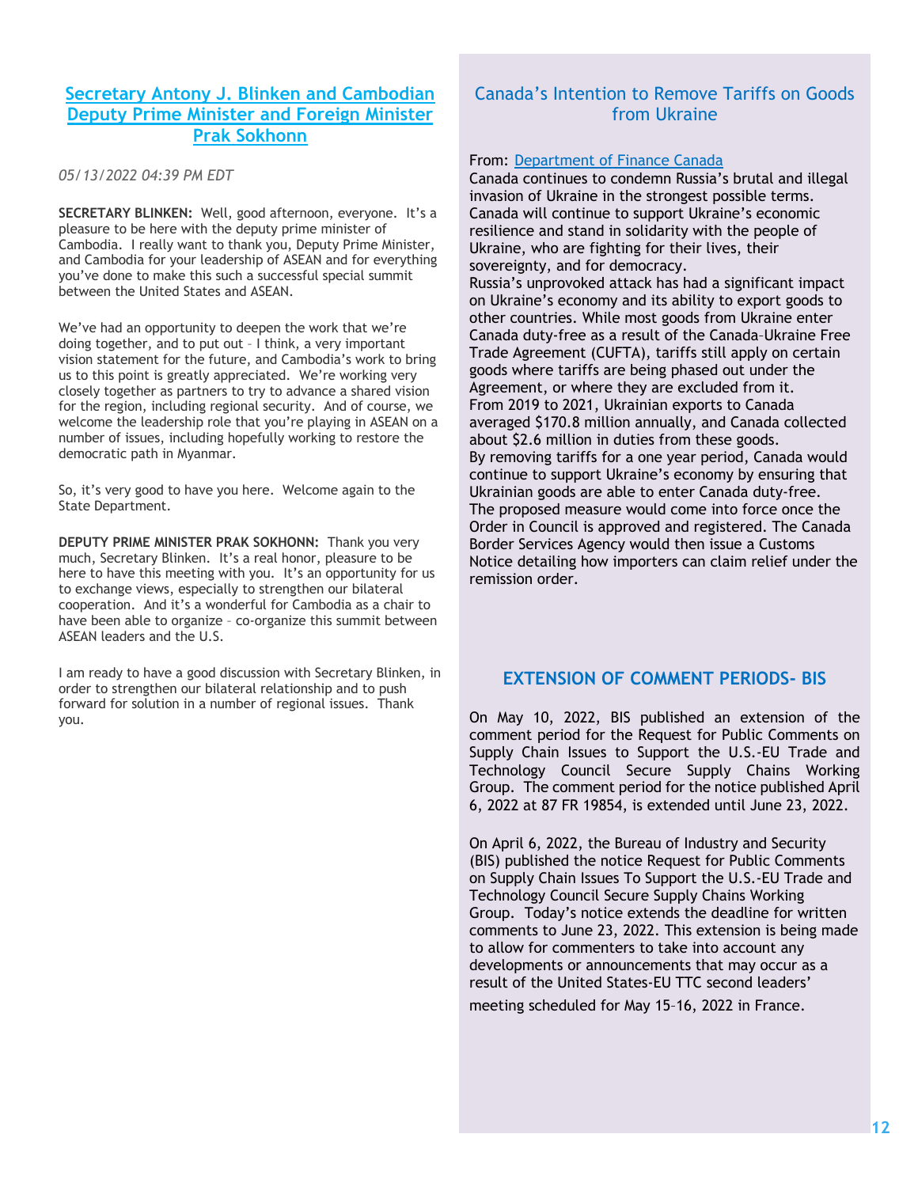## Secretary Antony J. Blinken and Cambodian Deputy Prime Minister and Foreign Minister Prak Sokhonn

*05/13/2022 04:39 PM EDT*

**SECRETARY BLINKEN:** Well, good afternoon, everyone. It's a pleasure to be here with the deputy prime minister of Cambodia. I really want to thank you, Deputy Prime Minister, and Cambodia for your leadership of ASEAN and for everything you've done to make this such a successful special summit between the United States and ASEAN.

We've had an opportunity to deepen the work that we're doing together, and to put out – I think, a very important vision statement for the future, and Cambodia's work to bring us to this point is greatly appreciated. We're working very closely together as partners to try to advance a shared vision for the region, including regional security. And of course, we welcome the leadership role that you're playing in ASEAN on a number of issues, including hopefully working to restore the democratic path in Myanmar.

So, it's very good to have you here. Welcome again to the State Department.

**DEPUTY PRIME MINISTER PRAK SOKHONN:** Thank you very much, Secretary Blinken. It's a real honor, pleasure to be here to have this meeting with you. It's an opportunity for us to exchange views, especially to strengthen our bilateral cooperation. And it's a wonderful for Cambodia as a chair to have been able to organize – co-organize this summit between ASEAN leaders and the U.S.

I am ready to have a good discussion with Secretary Blinken, in order to strengthen our bilateral relationship and to push forward for solution in a number of regional issues. Thank you.

## Canada's Intention to Remove Tariffs on Goods from Ukraine

From: Department of Finance Canada

Canada continues to condemn Russia's brutal and illegal invasion of Ukraine in the strongest possible terms. Canada will continue to support Ukraine's economic resilience and stand in solidarity with the people of Ukraine, who are fighting for their lives, their sovereignty, and for democracy.

Russia's unprovoked attack has had a significant impact on Ukraine's economy and its ability to export goods to other countries. While most goods from Ukraine enter Canada duty-free as a result of the Canada–Ukraine Free Trade Agreement (CUFTA), tariffs still apply on certain goods where tariffs are being phased out under the Agreement, or where they are excluded from it.

From 2019 to 2021, Ukrainian exports to Canada averaged $170.8 million annually, and Canada collected about $2.6 million in duties from these goods.

By removing tariffs for a one year period, Canada would continue to support Ukraine's economy by ensuring that Ukrainian goods are able to enter Canada duty-free.

The proposed measure would come into force once the Order in Council is approved and registered. The Canada Border Services Agency would then issue a Customs Notice detailing how importers can claim relief under the remission order.

## EXTENSION OF COMMENT PERIODS- BIS

On May 10, 2022, BIS published an extension of the comment period for the Request for Public Comments on Supply Chain Issues to Support the U.S.-EU Trade and Technology Council Secure Supply Chains Working Group. The comment period for the notice published April 6, 2022 at 87 FR 19854, is extended until June 23, 2022.

On April 6, 2022, the Bureau of Industry and Security (BIS) published the notice Request for Public Comments on Supply Chain Issues To Support the U.S.-EU Trade and Technology Council Secure Supply Chains Working Group. Today's notice extends the deadline for written comments to June 23, 2022. This extension is being made to allow for commenters to take into account any developments or announcements that may occur as a result of the United States-EU TTC second leaders' meeting scheduled for May 15–16, 2022 in France.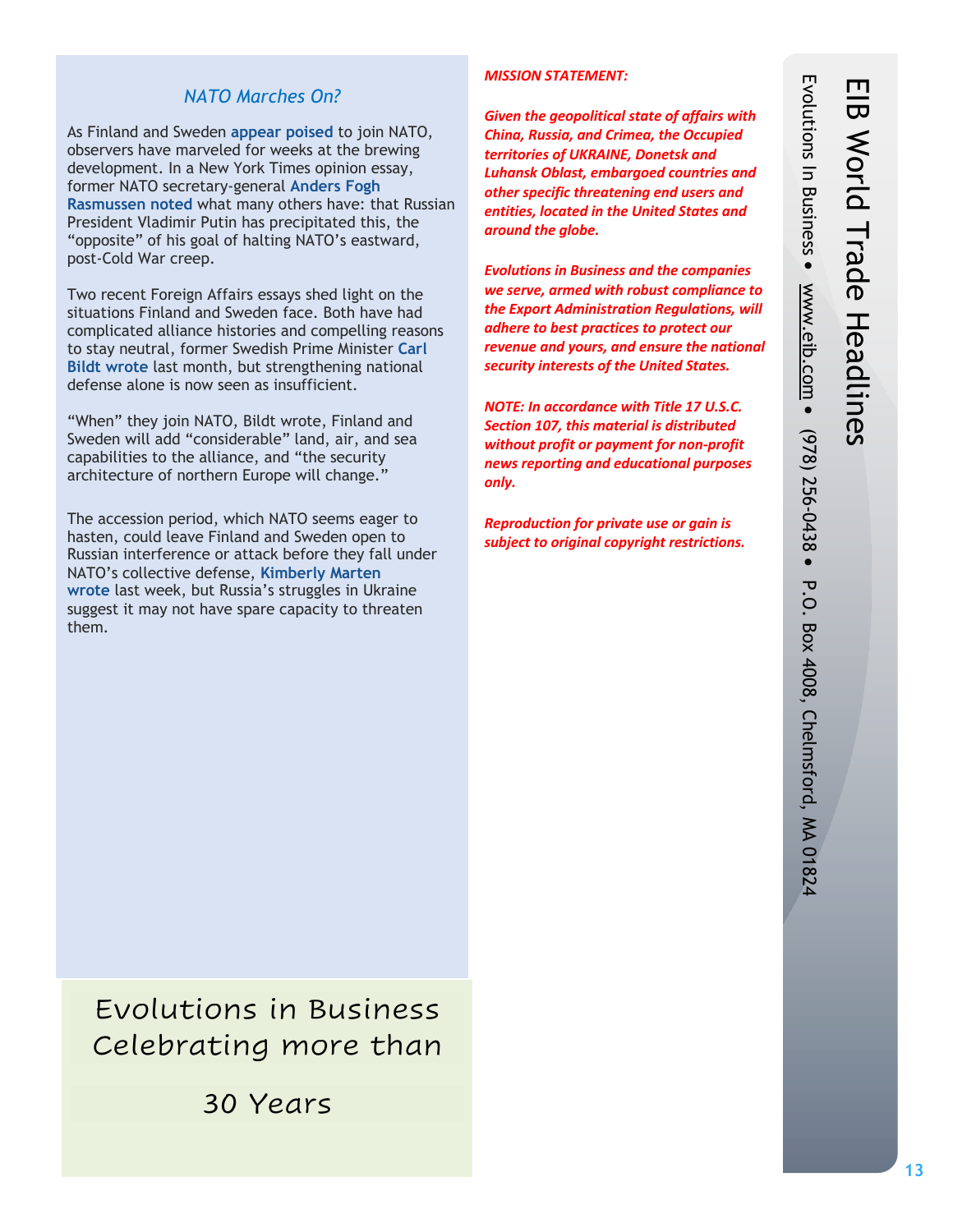## *NATO Marches On?*

As Finland and Sweden **appear poised** to join NATO, observers have marveled for weeks at the brewing development. In a New York Times opinion essay, former NATO secretary-general **Anders Fogh Rasmussen noted** what many others have: that Russian President Vladimir Putin has precipitated this, the "opposite" of his goal of halting NATO's eastward, post-Cold War creep.

Two recent Foreign Affairs essays shed light on the situations Finland and Sweden face. Both have had complicated alliance histories and compelling reasons to stay neutral, former Swedish Prime Minister **Carl Bildt wrote** last month, but strengthening national defense alone is now seen as insufficient.

"When" they join NATO, Bildt wrote, Finland and Sweden will add "considerable" land, air, and sea capabilities to the alliance, and "the security architecture of northern Europe will change."

The accession period, which NATO seems eager to hasten, could leave Finland and Sweden open to Russian interference or attack before they fall under NATO's collective defense, **Kimberly Marten wrote** last week, but Russia's struggles in Ukraine suggest it may not have spare capacity to threaten them.

Evolutions in Business Celebrating more than

30 Years

***MISSION STATEMENT:***

***Given the geopolitical state of affairs with China, Russia, and Crimea, the Occupied territories of UKRAINE, Donetsk and Luhansk Oblast, embargoed countries and other specific threatening end users and entities, located in the United States and around the globe.***

***Evolutions in Business and the companies we serve, armed with robust compliance to the Export Administration Regulations, will adhere to best practices to protect our revenue and yours, and ensure the national security interests of the United States.***

***NOTE: In accordance with Title 17 U.S.C. Section 107, this material is distributed without profit or payment for non-profit news reporting and educational purposes only.***

***Reproduction for private use or gain is subject to original copyright restrictions.***

EIB World Trade Headlines

Evolutions In Business • www.eib.com • (978) 256-0438 • P.O. Box 4008, Chelmsford, MA 01824